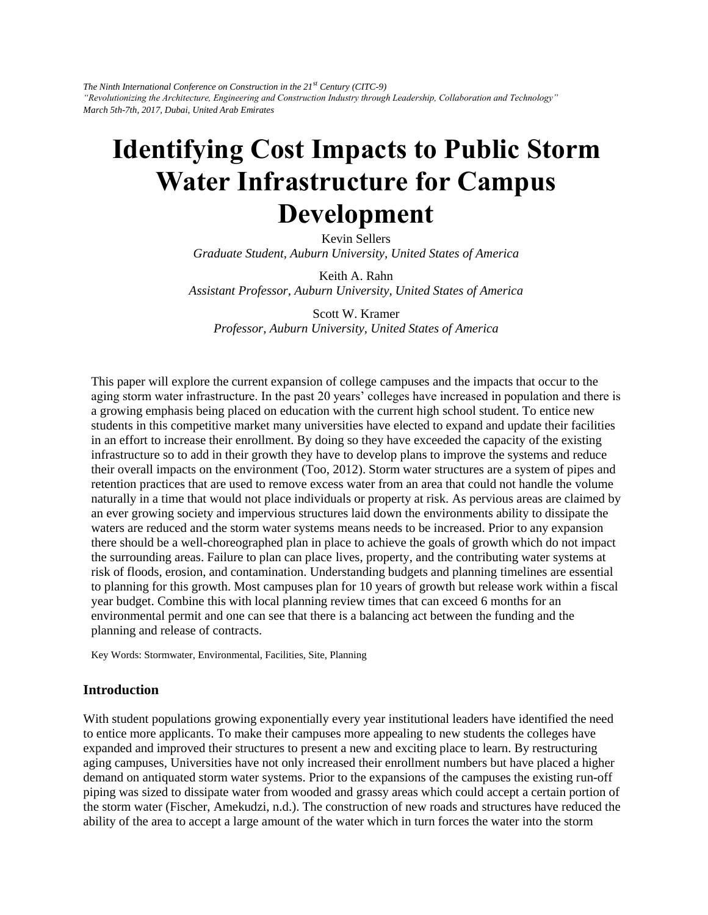*The Ninth International Conference on Construction in the 21st Century (CITC-9)*
*"Revolutionizing the Architecture, Engineering and Construction Industry through Leadership, Collaboration and Technology"*
*March 5th-7th, 2017, Dubai, United Arab Emirates*

# Identifying Cost Impacts to Public Storm Water Infrastructure for Campus Development

Kevin Sellers
*Graduate Student, Auburn University, United States of America*

Keith A. Rahn
*Assistant Professor, Auburn University, United States of America*

Scott W. Kramer
*Professor, Auburn University, United States of America*

This paper will explore the current expansion of college campuses and the impacts that occur to the aging storm water infrastructure. In the past 20 years' colleges have increased in population and there is a growing emphasis being placed on education with the current high school student. To entice new students in this competitive market many universities have elected to expand and update their facilities in an effort to increase their enrollment. By doing so they have exceeded the capacity of the existing infrastructure so to add in their growth they have to develop plans to improve the systems and reduce their overall impacts on the environment (Too, 2012). Storm water structures are a system of pipes and retention practices that are used to remove excess water from an area that could not handle the volume naturally in a time that would not place individuals or property at risk. As pervious areas are claimed by an ever growing society and impervious structures laid down the environments ability to dissipate the waters are reduced and the storm water systems means needs to be increased. Prior to any expansion there should be a well-choreographed plan in place to achieve the goals of growth which do not impact the surrounding areas. Failure to plan can place lives, property, and the contributing water systems at risk of floods, erosion, and contamination. Understanding budgets and planning timelines are essential to planning for this growth. Most campuses plan for 10 years of growth but release work within a fiscal year budget. Combine this with local planning review times that can exceed 6 months for an environmental permit and one can see that there is a balancing act between the funding and the planning and release of contracts.

Key Words: Stormwater, Environmental, Facilities, Site, Planning

## Introduction

With student populations growing exponentially every year institutional leaders have identified the need to entice more applicants. To make their campuses more appealing to new students the colleges have expanded and improved their structures to present a new and exciting place to learn. By restructuring aging campuses, Universities have not only increased their enrollment numbers but have placed a higher demand on antiquated storm water systems. Prior to the expansions of the campuses the existing run-off piping was sized to dissipate water from wooded and grassy areas which could accept a certain portion of the storm water (Fischer, Amekudzi, n.d.). The construction of new roads and structures have reduced the ability of the area to accept a large amount of the water which in turn forces the water into the storm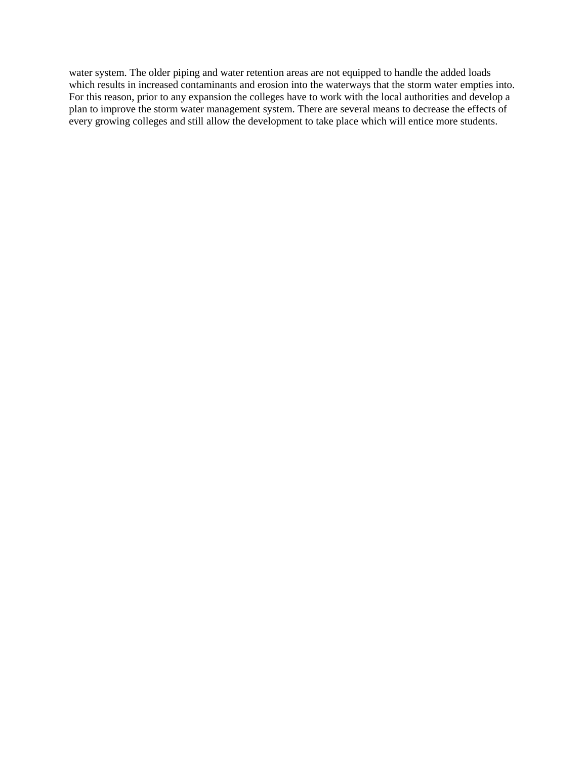water system. The older piping and water retention areas are not equipped to handle the added loads which results in increased contaminants and erosion into the waterways that the storm water empties into. For this reason, prior to any expansion the colleges have to work with the local authorities and develop a plan to improve the storm water management system. There are several means to decrease the effects of every growing colleges and still allow the development to take place which will entice more students.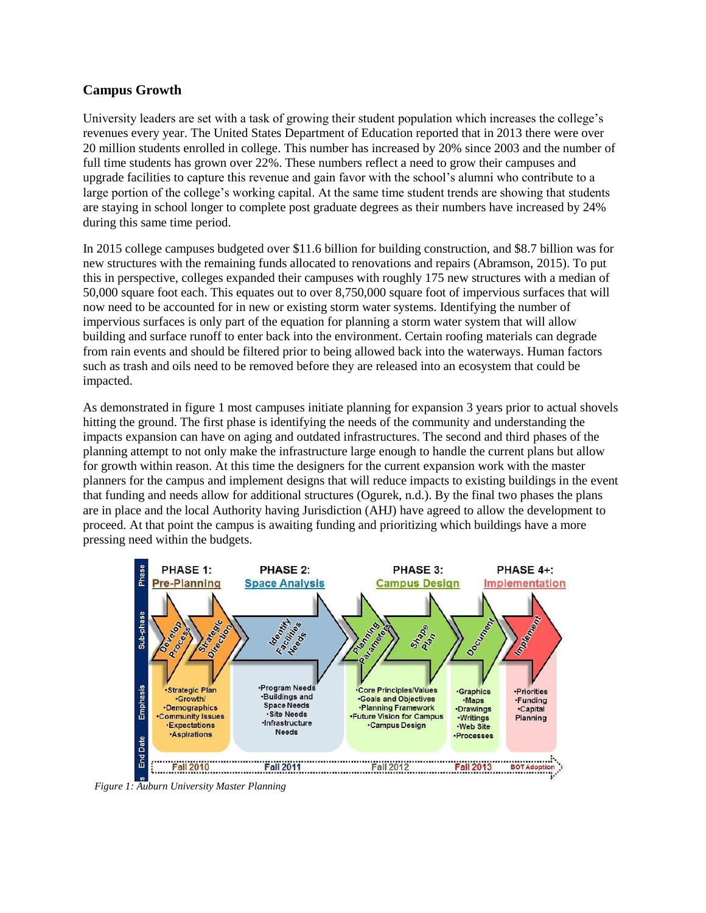## Campus Growth

University leaders are set with a task of growing their student population which increases the college's revenues every year. The United States Department of Education reported that in 2013 there were over 20 million students enrolled in college. This number has increased by 20% since 2003 and the number of full time students has grown over 22%. These numbers reflect a need to grow their campuses and upgrade facilities to capture this revenue and gain favor with the school's alumni who contribute to a large portion of the college's working capital. At the same time student trends are showing that students are staying in school longer to complete post graduate degrees as their numbers have increased by 24% during this same time period.

In 2015 college campuses budgeted over \$11.6 billion for building construction, and \$8.7 billion was for new structures with the remaining funds allocated to renovations and repairs (Abramson, 2015). To put this in perspective, colleges expanded their campuses with roughly 175 new structures with a median of 50,000 square foot each. This equates out to over 8,750,000 square foot of impervious surfaces that will now need to be accounted for in new or existing storm water systems. Identifying the number of impervious surfaces is only part of the equation for planning a storm water system that will allow building and surface runoff to enter back into the environment. Certain roofing materials can degrade from rain events and should be filtered prior to being allowed back into the waterways. Human factors such as trash and oils need to be removed before they are released into an ecosystem that could be impacted.

As demonstrated in figure 1 most campuses initiate planning for expansion 3 years prior to actual shovels hitting the ground. The first phase is identifying the needs of the community and understanding the impacts expansion can have on aging and outdated infrastructures. The second and third phases of the planning attempt to not only make the infrastructure large enough to handle the current plans but allow for growth within reason. At this time the designers for the current expansion work with the master planners for the campus and implement designs that will reduce impacts to existing buildings in the event that funding and needs allow for additional structures (Ogurek, n.d.). By the final two phases the plans are in place and the local Authority having Jurisdiction (AHJ) have agreed to allow the development to proceed. At that point the campus is awaiting funding and prioritizing which buildings have a more pressing need within the budgets.

| Phase | PHASE 1: Pre-Planning | | PHASE 2: Space Analysis | PHASE 3: Campus Design | | | PHASE 4+: Implementation |
|---|---|---|---|---|---|---|---|
| Sub-phase | Develop Process | Strategic Direction | Identify Facilities Needs | Planning Parameters | Shape Plan | Document | Implement |
| Emphasis | •Strategic Plan •Growth/ •Demographics •Community Issues •Expectations •Aspirations | | •Program Needs •Buildings and Space Needs •Site Needs •Infrastructure Needs | •Core Principles/Values •Goals and Objectives •Planning Framework •Future Vision for Campus •Campus Design | | •Graphics •Maps •Drawings •Writings •Web Site •Processes | •Priorities •Funding •Capital Planning |
| End Date | Fall 2010 | | Fall 2011 | Fall 2012 | | Fall 2013 | BOT Adoption |

*Figure 1: Auburn University Master Planning*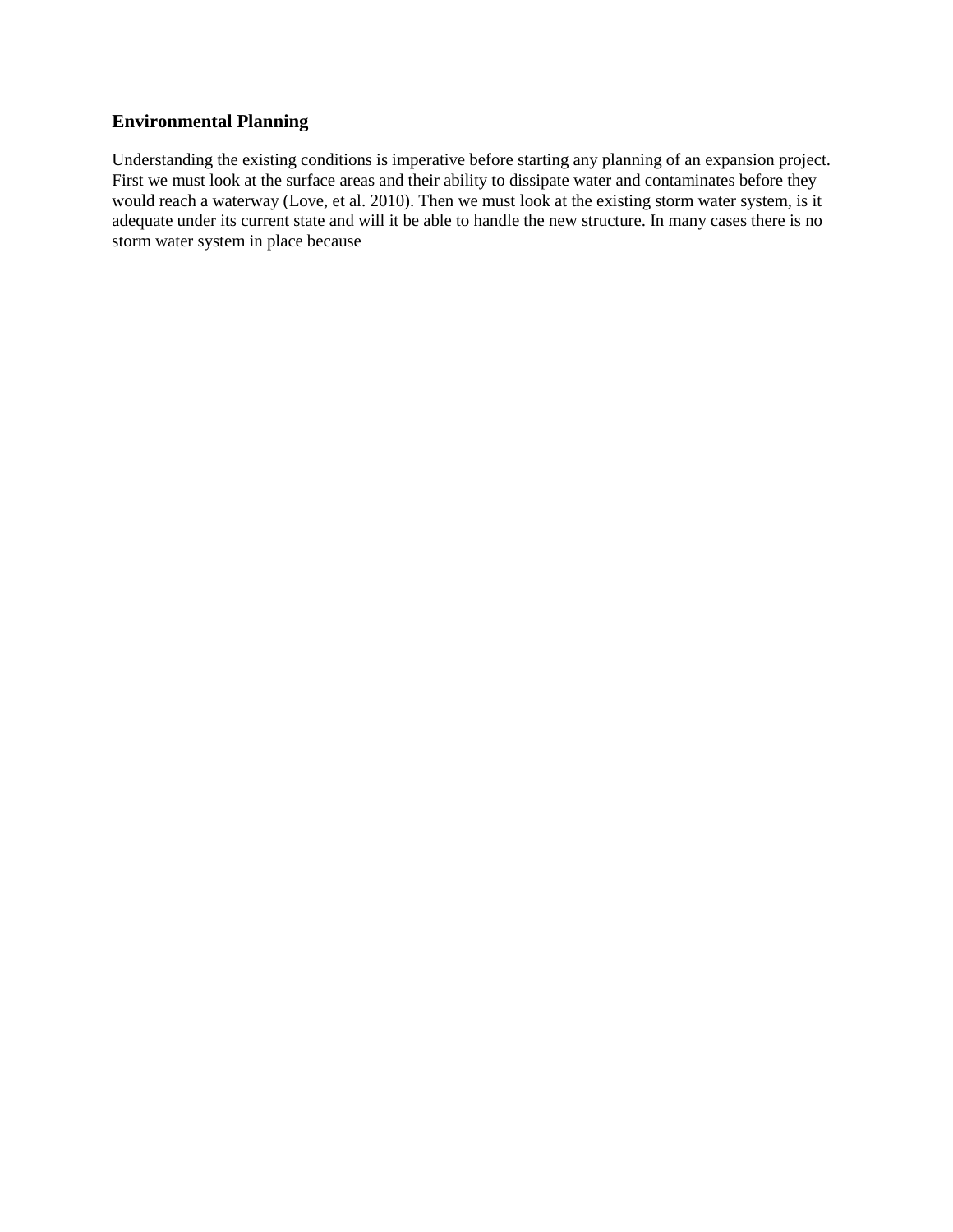### Environmental Planning

Understanding the existing conditions is imperative before starting any planning of an expansion project. First we must look at the surface areas and their ability to dissipate water and contaminates before they would reach a waterway (Love, et al. 2010). Then we must look at the existing storm water system, is it adequate under its current state and will it be able to handle the new structure. In many cases there is no storm water system in place because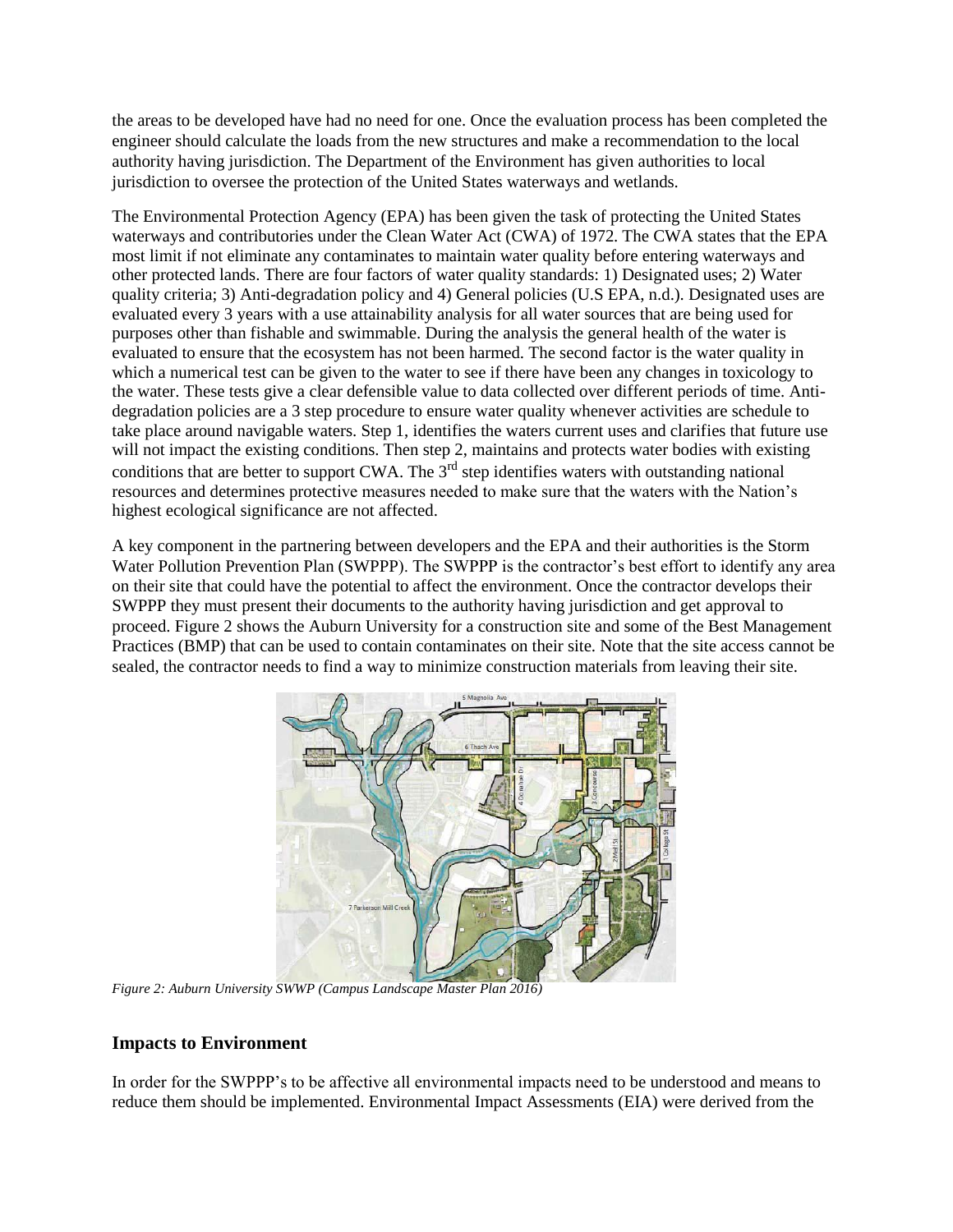the areas to be developed have had no need for one. Once the evaluation process has been completed the engineer should calculate the loads from the new structures and make a recommendation to the local authority having jurisdiction. The Department of the Environment has given authorities to local jurisdiction to oversee the protection of the United States waterways and wetlands.

The Environmental Protection Agency (EPA) has been given the task of protecting the United States waterways and contributories under the Clean Water Act (CWA) of 1972. The CWA states that the EPA most limit if not eliminate any contaminates to maintain water quality before entering waterways and other protected lands. There are four factors of water quality standards: 1) Designated uses; 2) Water quality criteria; 3) Anti-degradation policy and 4) General policies (U.S EPA, n.d.). Designated uses are evaluated every 3 years with a use attainability analysis for all water sources that are being used for purposes other than fishable and swimmable. During the analysis the general health of the water is evaluated to ensure that the ecosystem has not been harmed. The second factor is the water quality in which a numerical test can be given to the water to see if there have been any changes in toxicology to the water. These tests give a clear defensible value to data collected over different periods of time. Anti-degradation policies are a 3 step procedure to ensure water quality whenever activities are schedule to take place around navigable waters. Step 1, identifies the waters current uses and clarifies that future use will not impact the existing conditions. Then step 2, maintains and protects water bodies with existing conditions that are better to support CWA. The 3rd step identifies waters with outstanding national resources and determines protective measures needed to make sure that the waters with the Nation's highest ecological significance are not affected.

A key component in the partnering between developers and the EPA and their authorities is the Storm Water Pollution Prevention Plan (SWPPP). The SWPPP is the contractor's best effort to identify any area on their site that could have the potential to affect the environment. Once the contractor develops their SWPPP they must present their documents to the authority having jurisdiction and get approval to proceed. Figure 2 shows the Auburn University for a construction site and some of the Best Management Practices (BMP) that can be used to contain contaminates on their site. Note that the site access cannot be sealed, the contractor needs to find a way to minimize construction materials from leaving their site.

*Figure 2: Auburn University SWWP (Campus Landscape Master Plan 2016)*

## Impacts to Environment

In order for the SWPPP's to be affective all environmental impacts need to be understood and means to reduce them should be implemented. Environmental Impact Assessments (EIA) were derived from the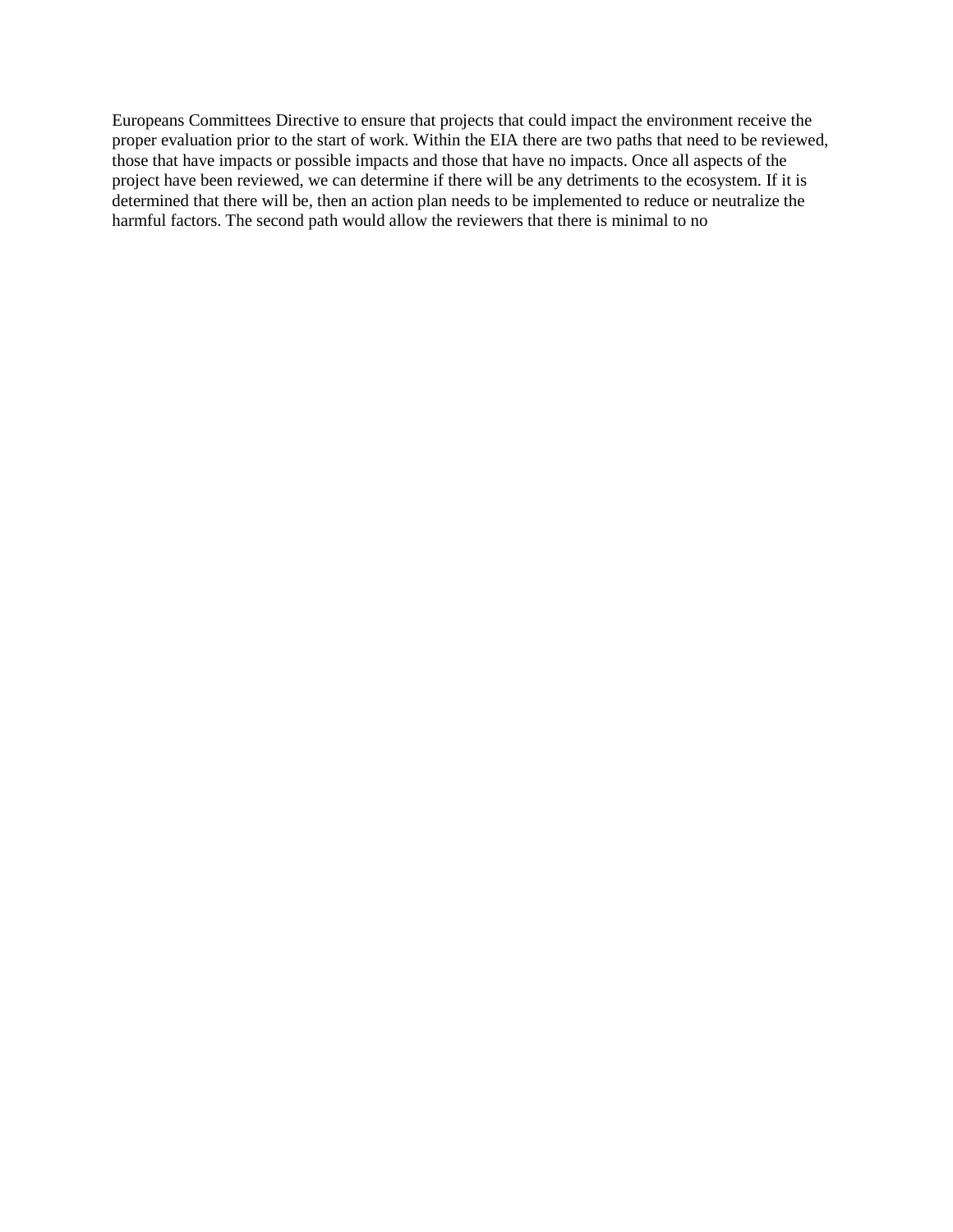Europeans Committees Directive to ensure that projects that could impact the environment receive the proper evaluation prior to the start of work. Within the EIA there are two paths that need to be reviewed, those that have impacts or possible impacts and those that have no impacts. Once all aspects of the project have been reviewed, we can determine if there will be any detriments to the ecosystem. If it is determined that there will be, then an action plan needs to be implemented to reduce or neutralize the harmful factors. The second path would allow the reviewers that there is minimal to no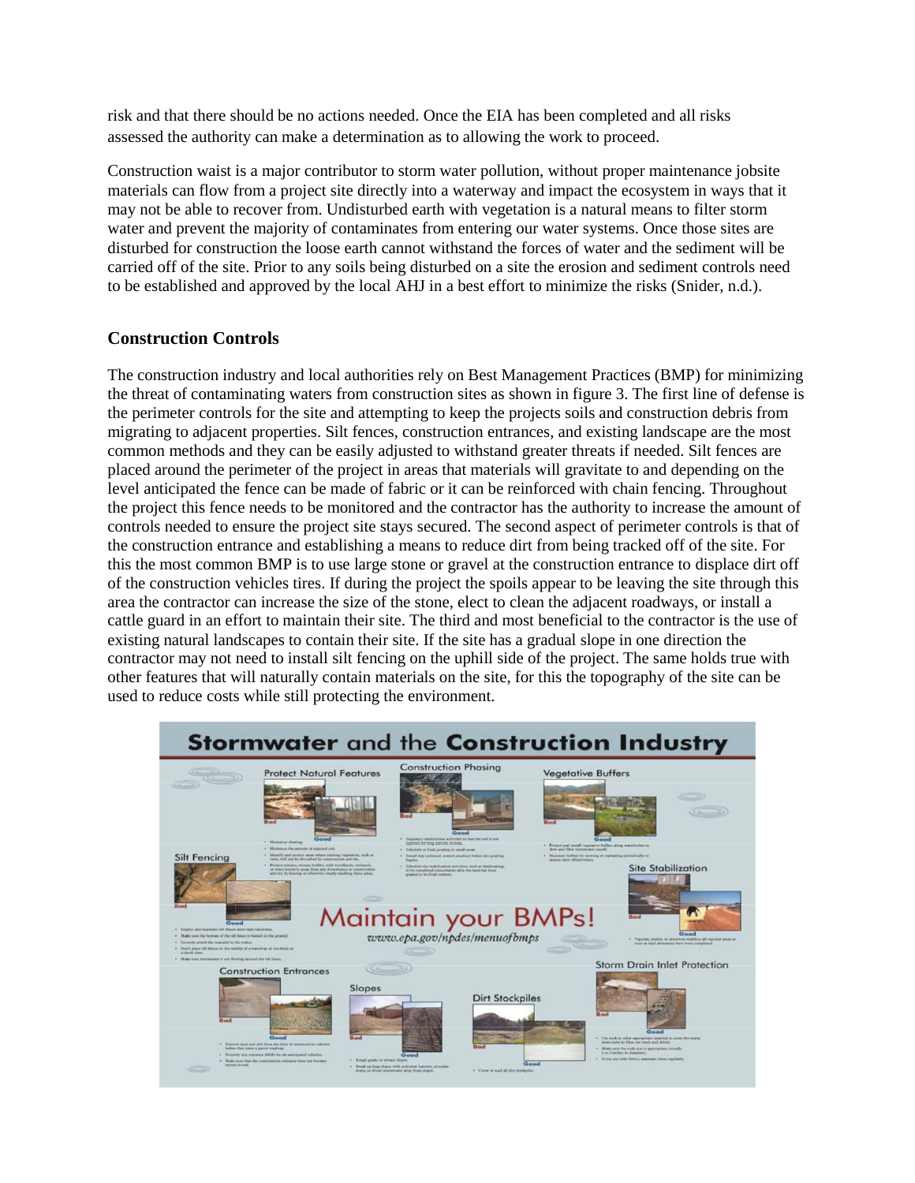risk and that there should be no actions needed. Once the EIA has been completed and all risks assessed the authority can make a determination as to allowing the work to proceed.

Construction waist is a major contributor to storm water pollution, without proper maintenance jobsite materials can flow from a project site directly into a waterway and impact the ecosystem in ways that it may not be able to recover from. Undisturbed earth with vegetation is a natural means to filter storm water and prevent the majority of contaminates from entering our water systems. Once those sites are disturbed for construction the loose earth cannot withstand the forces of water and the sediment will be carried off of the site. Prior to any soils being disturbed on a site the erosion and sediment controls need to be established and approved by the local AHJ in a best effort to minimize the risks (Snider, n.d.).

### Construction Controls

The construction industry and local authorities rely on Best Management Practices (BMP) for minimizing the threat of contaminating waters from construction sites as shown in figure 3. The first line of defense is the perimeter controls for the site and attempting to keep the projects soils and construction debris from migrating to adjacent properties. Silt fences, construction entrances, and existing landscape are the most common methods and they can be easily adjusted to withstand greater threats if needed. Silt fences are placed around the perimeter of the project in areas that materials will gravitate to and depending on the level anticipated the fence can be made of fabric or it can be reinforced with chain fencing. Throughout the project this fence needs to be monitored and the contractor has the authority to increase the amount of controls needed to ensure the project site stays secured. The second aspect of perimeter controls is that of the construction entrance and establishing a means to reduce dirt from being tracked off of the site. For this the most common BMP is to use large stone or gravel at the construction entrance to displace dirt off of the construction vehicles tires. If during the project the spoils appear to be leaving the site through this area the contractor can increase the size of the stone, elect to clean the adjacent roadways, or install a cattle guard in an effort to maintain their site. The third and most beneficial to the contractor is the use of existing natural landscapes to contain their site. If the site has a gradual slope in one direction the contractor may not need to install silt fencing on the uphill side of the project. The same holds true with other features that will naturally contain materials on the site, for this the topography of the site can be used to reduce costs while still protecting the environment.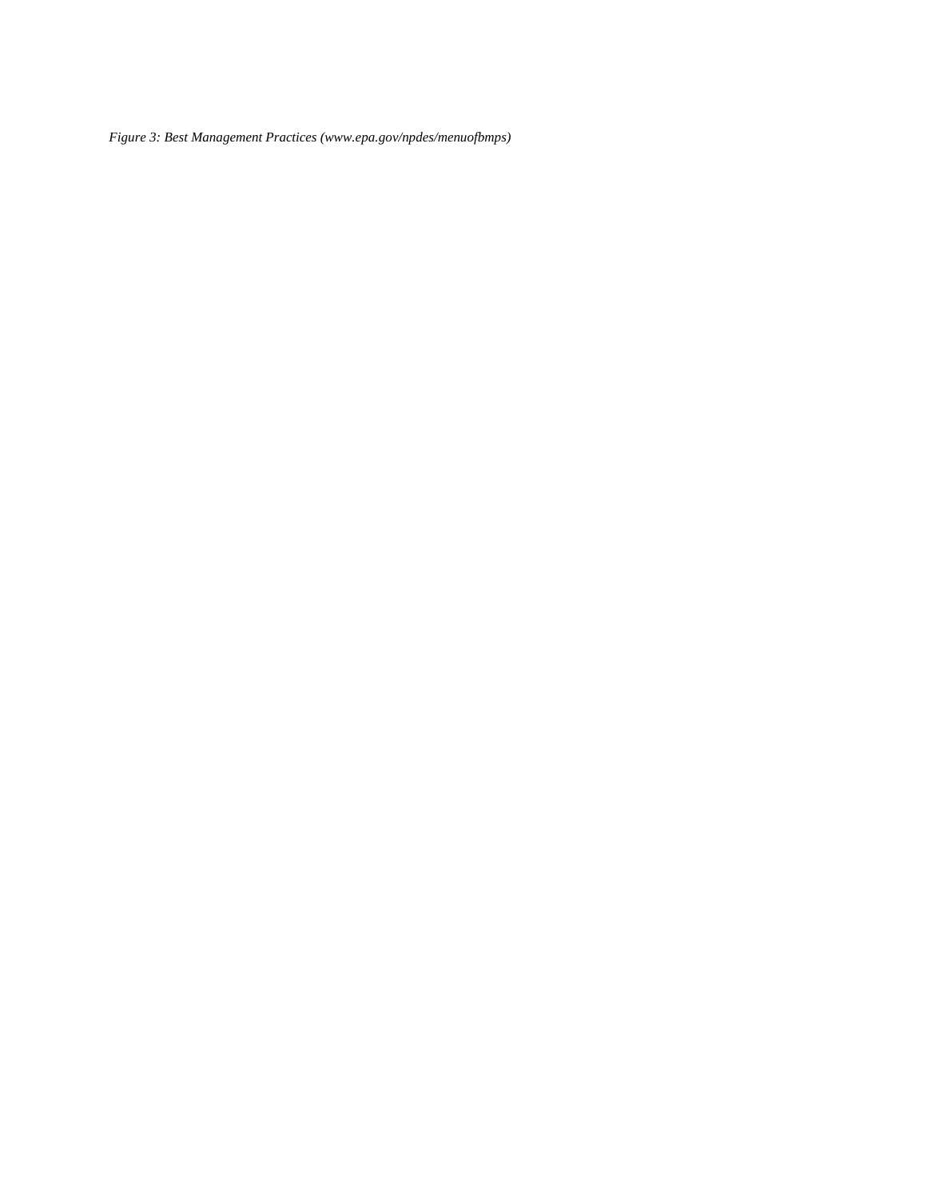*Figure 3: Best Management Practices (www.epa.gov/npdes/menuofbmps)*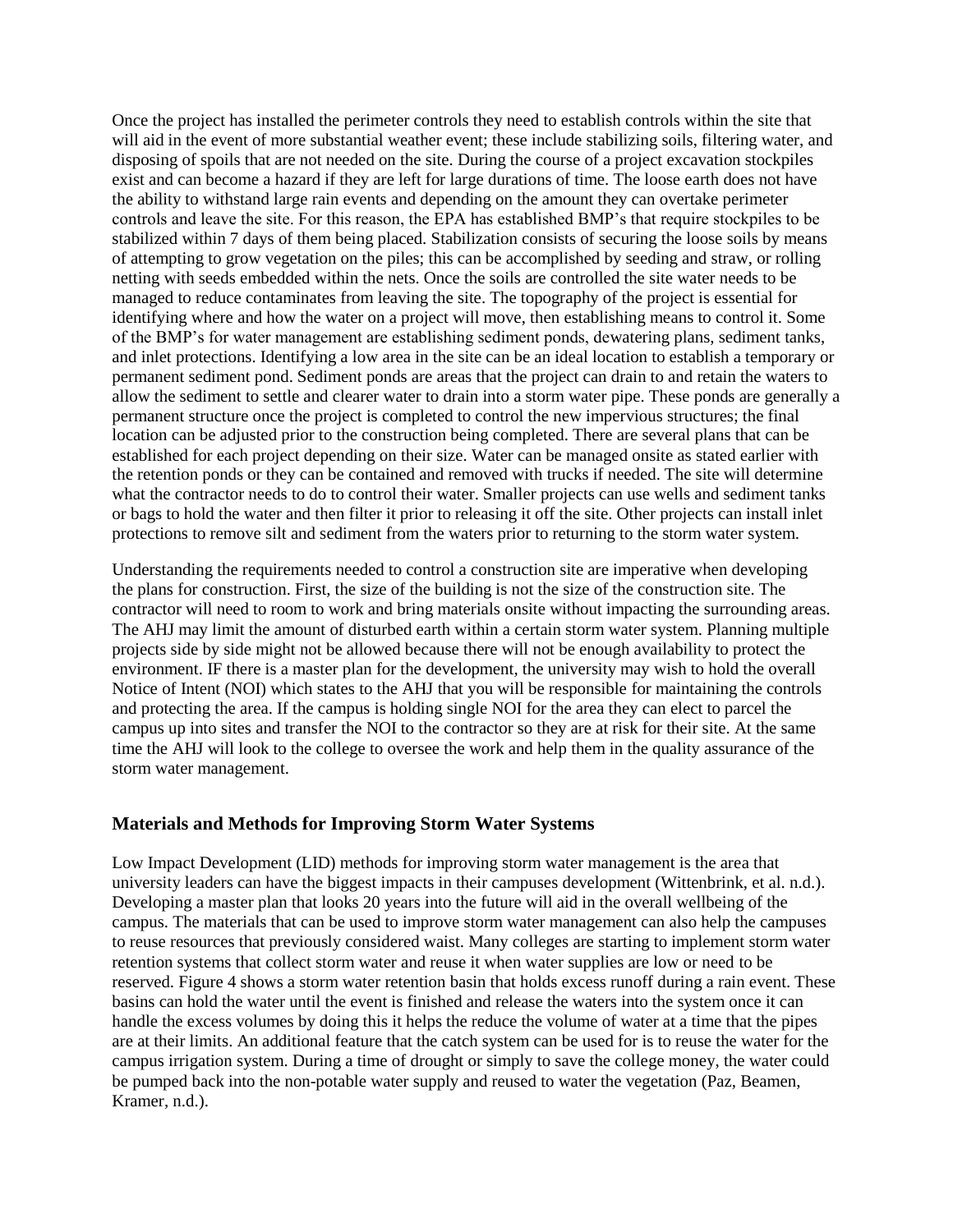Once the project has installed the perimeter controls they need to establish controls within the site that will aid in the event of more substantial weather event; these include stabilizing soils, filtering water, and disposing of spoils that are not needed on the site. During the course of a project excavation stockpiles exist and can become a hazard if they are left for large durations of time. The loose earth does not have the ability to withstand large rain events and depending on the amount they can overtake perimeter controls and leave the site. For this reason, the EPA has established BMP's that require stockpiles to be stabilized within 7 days of them being placed. Stabilization consists of securing the loose soils by means of attempting to grow vegetation on the piles; this can be accomplished by seeding and straw, or rolling netting with seeds embedded within the nets. Once the soils are controlled the site water needs to be managed to reduce contaminates from leaving the site. The topography of the project is essential for identifying where and how the water on a project will move, then establishing means to control it. Some of the BMP's for water management are establishing sediment ponds, dewatering plans, sediment tanks, and inlet protections. Identifying a low area in the site can be an ideal location to establish a temporary or permanent sediment pond. Sediment ponds are areas that the project can drain to and retain the waters to allow the sediment to settle and clearer water to drain into a storm water pipe. These ponds are generally a permanent structure once the project is completed to control the new impervious structures; the final location can be adjusted prior to the construction being completed. There are several plans that can be established for each project depending on their size. Water can be managed onsite as stated earlier with the retention ponds or they can be contained and removed with trucks if needed. The site will determine what the contractor needs to do to control their water. Smaller projects can use wells and sediment tanks or bags to hold the water and then filter it prior to releasing it off the site. Other projects can install inlet protections to remove silt and sediment from the waters prior to returning to the storm water system.

Understanding the requirements needed to control a construction site are imperative when developing the plans for construction. First, the size of the building is not the size of the construction site. The contractor will need to room to work and bring materials onsite without impacting the surrounding areas. The AHJ may limit the amount of disturbed earth within a certain storm water system. Planning multiple projects side by side might not be allowed because there will not be enough availability to protect the environment. IF there is a master plan for the development, the university may wish to hold the overall Notice of Intent (NOI) which states to the AHJ that you will be responsible for maintaining the controls and protecting the area. If the campus is holding single NOI for the area they can elect to parcel the campus up into sites and transfer the NOI to the contractor so they are at risk for their site. At the same time the AHJ will look to the college to oversee the work and help them in the quality assurance of the storm water management.

### Materials and Methods for Improving Storm Water Systems

Low Impact Development (LID) methods for improving storm water management is the area that university leaders can have the biggest impacts in their campuses development (Wittenbrink, et al. n.d.). Developing a master plan that looks 20 years into the future will aid in the overall wellbeing of the campus. The materials that can be used to improve storm water management can also help the campuses to reuse resources that previously considered waist. Many colleges are starting to implement storm water retention systems that collect storm water and reuse it when water supplies are low or need to be reserved. Figure 4 shows a storm water retention basin that holds excess runoff during a rain event. These basins can hold the water until the event is finished and release the waters into the system once it can handle the excess volumes by doing this it helps the reduce the volume of water at a time that the pipes are at their limits. An additional feature that the catch system can be used for is to reuse the water for the campus irrigation system. During a time of drought or simply to save the college money, the water could be pumped back into the non-potable water supply and reused to water the vegetation (Paz, Beamen, Kramer, n.d.).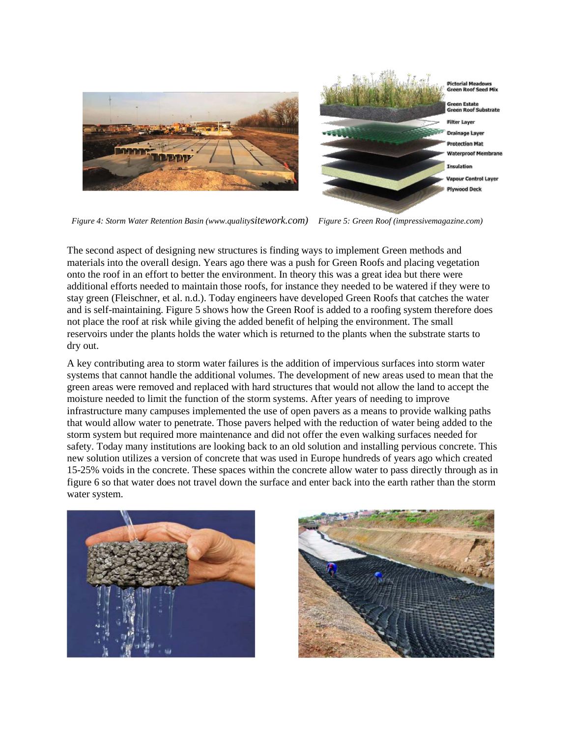*Figure 4: Storm Water Retention Basin (www.qualitysitework.com)* *Figure 5: Green Roof (impressivemagazine.com)*

The second aspect of designing new structures is finding ways to implement Green methods and materials into the overall design. Years ago there was a push for Green Roofs and placing vegetation onto the roof in an effort to better the environment. In theory this was a great idea but there were additional efforts needed to maintain those roofs, for instance they needed to be watered if they were to stay green (Fleischner, et al. n.d.). Today engineers have developed Green Roofs that catches the water and is self-maintaining. Figure 5 shows how the Green Roof is added to a roofing system therefore does not place the roof at risk while giving the added benefit of helping the environment. The small reservoirs under the plants holds the water which is returned to the plants when the substrate starts to dry out.

A key contributing area to storm water failures is the addition of impervious surfaces into storm water systems that cannot handle the additional volumes. The development of new areas used to mean that the green areas were removed and replaced with hard structures that would not allow the land to accept the moisture needed to limit the function of the storm systems. After years of needing to improve infrastructure many campuses implemented the use of open pavers as a means to provide walking paths that would allow water to penetrate. Those pavers helped with the reduction of water being added to the storm system but required more maintenance and did not offer the even walking surfaces needed for safety. Today many institutions are looking back to an old solution and installing pervious concrete. This new solution utilizes a version of concrete that was used in Europe hundreds of years ago which created 15-25% voids in the concrete. These spaces within the concrete allow water to pass directly through as in figure 6 so that water does not travel down the surface and enter back into the earth rather than the storm water system.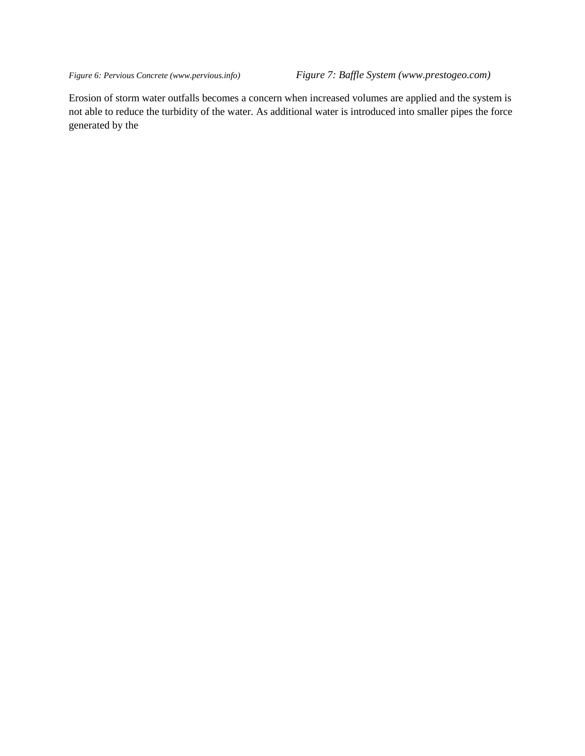*Figure 6: Pervious Concrete (www.pervious.info)*

*Figure 7: Baffle System (www.prestogeo.com)*

Erosion of storm water outfalls becomes a concern when increased volumes are applied and the system is not able to reduce the turbidity of the water. As additional water is introduced into smaller pipes the force generated by the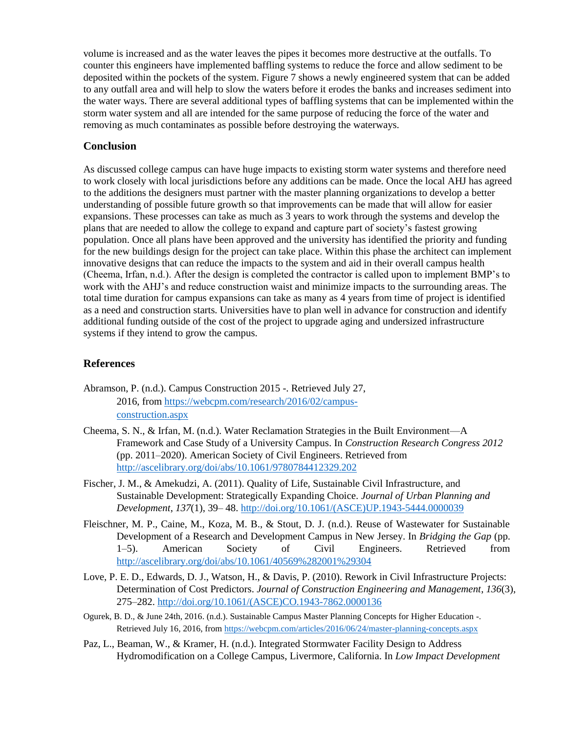volume is increased and as the water leaves the pipes it becomes more destructive at the outfalls. To counter this engineers have implemented baffling systems to reduce the force and allow sediment to be deposited within the pockets of the system. Figure 7 shows a newly engineered system that can be added to any outfall area and will help to slow the waters before it erodes the banks and increases sediment into the water ways. There are several additional types of baffling systems that can be implemented within the storm water system and all are intended for the same purpose of reducing the force of the water and removing as much contaminates as possible before destroying the waterways.

### Conclusion

As discussed college campus can have huge impacts to existing storm water systems and therefore need to work closely with local jurisdictions before any additions can be made. Once the local AHJ has agreed to the additions the designers must partner with the master planning organizations to develop a better understanding of possible future growth so that improvements can be made that will allow for easier expansions. These processes can take as much as 3 years to work through the systems and develop the plans that are needed to allow the college to expand and capture part of society's fastest growing population. Once all plans have been approved and the university has identified the priority and funding for the new buildings design for the project can take place. Within this phase the architect can implement innovative designs that can reduce the impacts to the system and aid in their overall campus health (Cheema, Irfan, n.d.). After the design is completed the contractor is called upon to implement BMP's to work with the AHJ's and reduce construction waist and minimize impacts to the surrounding areas. The total time duration for campus expansions can take as many as 4 years from time of project is identified as a need and construction starts. Universities have to plan well in advance for construction and identify additional funding outside of the cost of the project to upgrade aging and undersized infrastructure systems if they intend to grow the campus.

### References

Abramson, P. (n.d.). Campus Construction 2015 -. Retrieved July 27, 2016, from https://webcpm.com/research/2016/02/campus-construction.aspx

Cheema, S. N., & Irfan, M. (n.d.). Water Reclamation Strategies in the Built Environment—A Framework and Case Study of a University Campus. In *Construction Research Congress 2012* (pp. 2011–2020). American Society of Civil Engineers. Retrieved from http://ascelibrary.org/doi/abs/10.1061/9780784412329.202

Fischer, J. M., & Amekudzi, A. (2011). Quality of Life, Sustainable Civil Infrastructure, and Sustainable Development: Strategically Expanding Choice. *Journal of Urban Planning and Development*, *137*(1), 39– 48. http://doi.org/10.1061/(ASCE)UP.1943-5444.0000039

Fleischner, M. P., Caine, M., Koza, M. B., & Stout, D. J. (n.d.). Reuse of Wastewater for Sustainable Development of a Research and Development Campus in New Jersey. In *Bridging the Gap* (pp. 1–5). American Society of Civil Engineers. Retrieved from http://ascelibrary.org/doi/abs/10.1061/40569%282001%29304

Love, P. E. D., Edwards, D. J., Watson, H., & Davis, P. (2010). Rework in Civil Infrastructure Projects: Determination of Cost Predictors. *Journal of Construction Engineering and Management*, *136*(3), 275–282. http://doi.org/10.1061/(ASCE)CO.1943-7862.0000136

Ogurek, B. D., & June 24th, 2016. (n.d.). Sustainable Campus Master Planning Concepts for Higher Education -. Retrieved July 16, 2016, from https://webcpm.com/articles/2016/06/24/master-planning-concepts.aspx

Paz, L., Beaman, W., & Kramer, H. (n.d.). Integrated Stormwater Facility Design to Address Hydromodification on a College Campus, Livermore, California. In *Low Impact Development*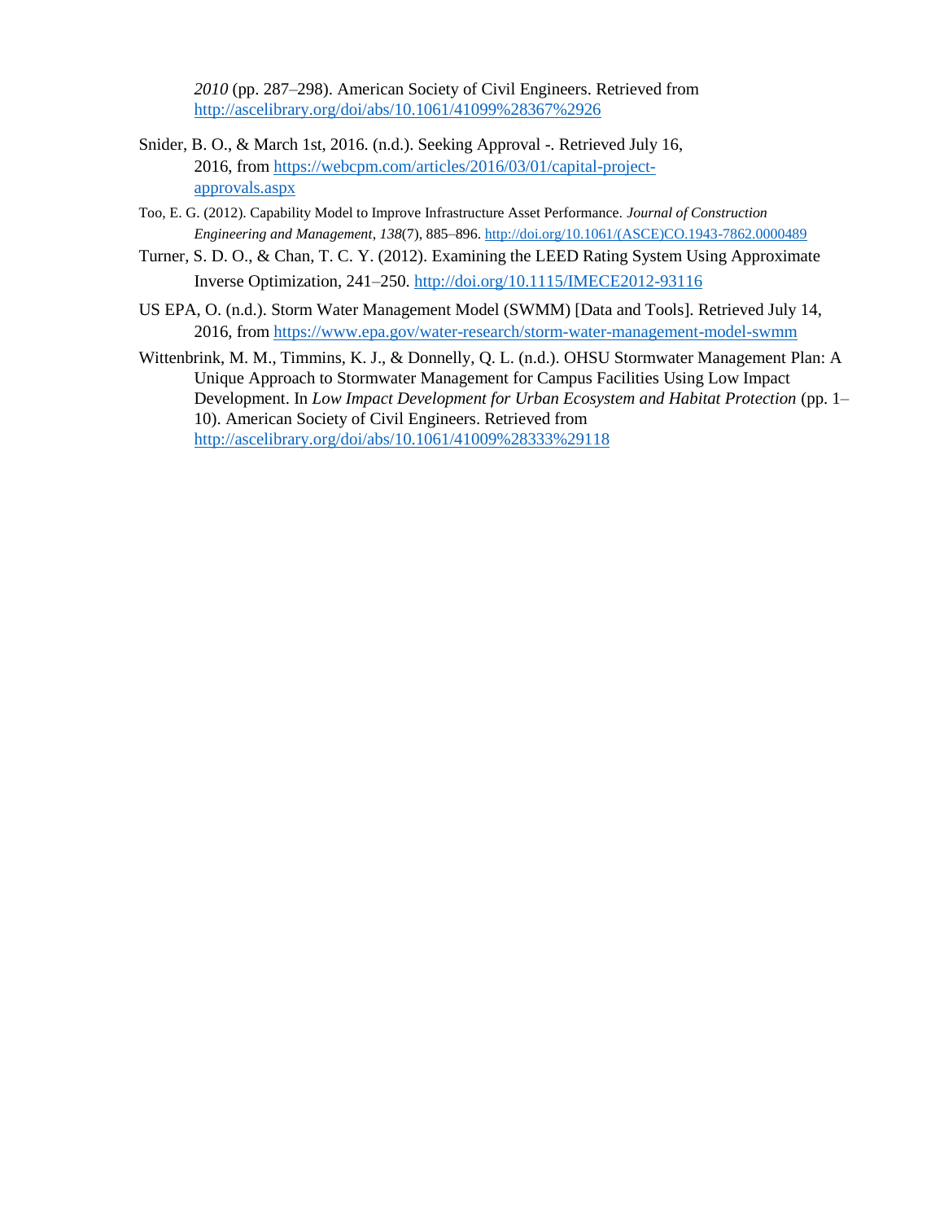*2010* (pp. 287–298). American Society of Civil Engineers. Retrieved from http://ascelibrary.org/doi/abs/10.1061/41099%28367%2926

Snider, B. O., & March 1st, 2016. (n.d.). Seeking Approval -. Retrieved July 16, 2016, from https://webcpm.com/articles/2016/03/01/capital-project-approvals.aspx

Too, E. G. (2012). Capability Model to Improve Infrastructure Asset Performance. *Journal of Construction Engineering and Management*, *138*(7), 885–896. http://doi.org/10.1061/(ASCE)CO.1943-7862.0000489

Turner, S. D. O., & Chan, T. C. Y. (2012). Examining the LEED Rating System Using Approximate Inverse Optimization, 241–250. http://doi.org/10.1115/IMECE2012-93116

US EPA, O. (n.d.). Storm Water Management Model (SWMM) [Data and Tools]. Retrieved July 14, 2016, from https://www.epa.gov/water-research/storm-water-management-model-swmm

Wittenbrink, M. M., Timmins, K. J., & Donnelly, Q. L. (n.d.). OHSU Stormwater Management Plan: A Unique Approach to Stormwater Management for Campus Facilities Using Low Impact Development. In *Low Impact Development for Urban Ecosystem and Habitat Protection* (pp. 1–10). American Society of Civil Engineers. Retrieved from http://ascelibrary.org/doi/abs/10.1061/41009%28333%29118